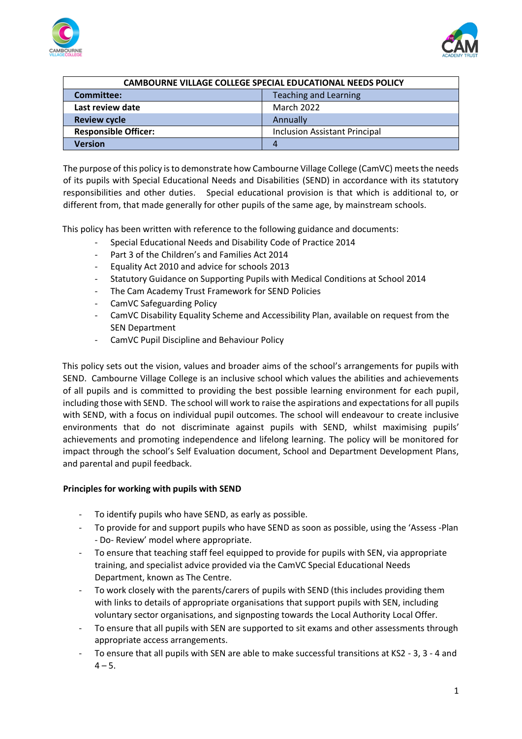| CAMBOURNE VILLAGE COLLEGE SPECIAL EDUCATIONAL NEEDS POLICY | |
|---|---|
| **Committee:** | Teaching and Learning |
| **Last review date** | March 2022 |
| **Review cycle** | Annually |
| **Responsible Officer:** | Inclusion Assistant Principal |
| **Version** | 4 |

The purpose of this policy is to demonstrate how Cambourne Village College (CamVC) meets the needs of its pupils with Special Educational Needs and Disabilities (SEND) in accordance with its statutory responsibilities and other duties. Special educational provision is that which is additional to, or different from, that made generally for other pupils of the same age, by mainstream schools.

This policy has been written with reference to the following guidance and documents:

- Special Educational Needs and Disability Code of Practice 2014
- Part 3 of the Children's and Families Act 2014
- Equality Act 2010 and advice for schools 2013
- Statutory Guidance on Supporting Pupils with Medical Conditions at School 2014
- The Cam Academy Trust Framework for SEND Policies
- CamVC Safeguarding Policy
- CamVC Disability Equality Scheme and Accessibility Plan, available on request from the SEN Department
- CamVC Pupil Discipline and Behaviour Policy

This policy sets out the vision, values and broader aims of the school's arrangements for pupils with SEND. Cambourne Village College is an inclusive school which values the abilities and achievements of all pupils and is committed to providing the best possible learning environment for each pupil, including those with SEND. The school will work to raise the aspirations and expectations for all pupils with SEND, with a focus on individual pupil outcomes. The school will endeavour to create inclusive environments that do not discriminate against pupils with SEND, whilst maximising pupils' achievements and promoting independence and lifelong learning. The policy will be monitored for impact through the school's Self Evaluation document, School and Department Development Plans, and parental and pupil feedback.

**Principles for working with pupils with SEND**

- To identify pupils who have SEND, as early as possible.
- To provide for and support pupils who have SEND as soon as possible, using the 'Assess -Plan - Do- Review' model where appropriate.
- To ensure that teaching staff feel equipped to provide for pupils with SEN, via appropriate training, and specialist advice provided via the CamVC Special Educational Needs Department, known as The Centre.
- To work closely with the parents/carers of pupils with SEND (this includes providing them with links to details of appropriate organisations that support pupils with SEN, including voluntary sector organisations, and signposting towards the Local Authority Local Offer.
- To ensure that all pupils with SEN are supported to sit exams and other assessments through appropriate access arrangements.
- To ensure that all pupils with SEN are able to make successful transitions at KS2 - 3, 3 - 4 and 4 – 5.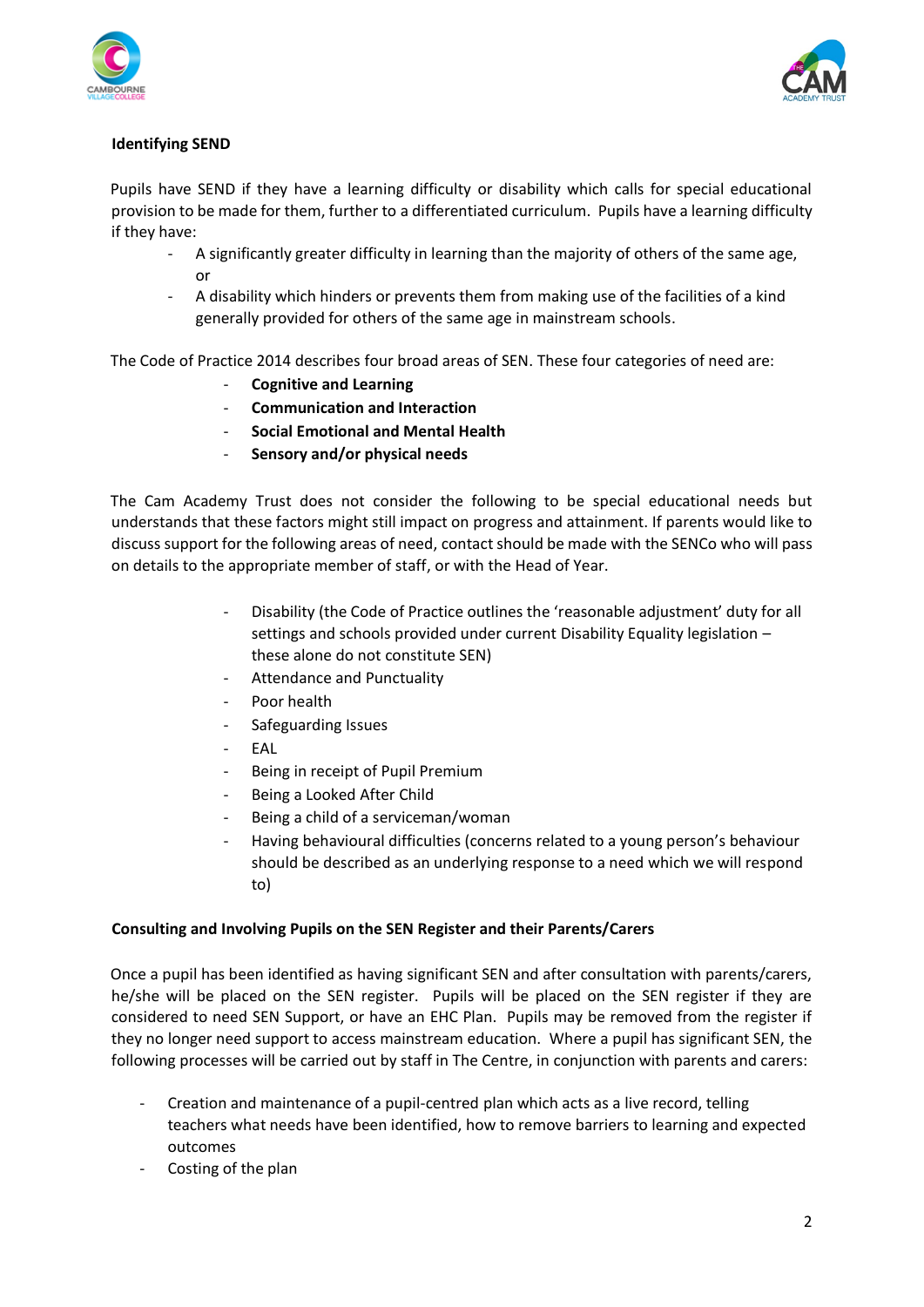**Identifying SEND**

Pupils have SEND if they have a learning difficulty or disability which calls for special educational provision to be made for them, further to a differentiated curriculum. Pupils have a learning difficulty if they have:

- A significantly greater difficulty in learning than the majority of others of the same age, or
- A disability which hinders or prevents them from making use of the facilities of a kind generally provided for others of the same age in mainstream schools.

The Code of Practice 2014 describes four broad areas of SEN. These four categories of need are:

- **Cognitive and Learning**
- **Communication and Interaction**
- **Social Emotional and Mental Health**
- **Sensory and/or physical needs**

The Cam Academy Trust does not consider the following to be special educational needs but understands that these factors might still impact on progress and attainment. If parents would like to discuss support for the following areas of need, contact should be made with the SENCo who will pass on details to the appropriate member of staff, or with the Head of Year.

- Disability (the Code of Practice outlines the 'reasonable adjustment' duty for all settings and schools provided under current Disability Equality legislation – these alone do not constitute SEN)
- Attendance and Punctuality
- Poor health
- Safeguarding Issues
- EAL
- Being in receipt of Pupil Premium
- Being a Looked After Child
- Being a child of a serviceman/woman
- Having behavioural difficulties (concerns related to a young person's behaviour should be described as an underlying response to a need which we will respond to)

**Consulting and Involving Pupils on the SEN Register and their Parents/Carers**

Once a pupil has been identified as having significant SEN and after consultation with parents/carers, he/she will be placed on the SEN register. Pupils will be placed on the SEN register if they are considered to need SEN Support, or have an EHC Plan. Pupils may be removed from the register if they no longer need support to access mainstream education. Where a pupil has significant SEN, the following processes will be carried out by staff in The Centre, in conjunction with parents and carers:

- Creation and maintenance of a pupil-centred plan which acts as a live record, telling teachers what needs have been identified, how to remove barriers to learning and expected outcomes
- Costing of the plan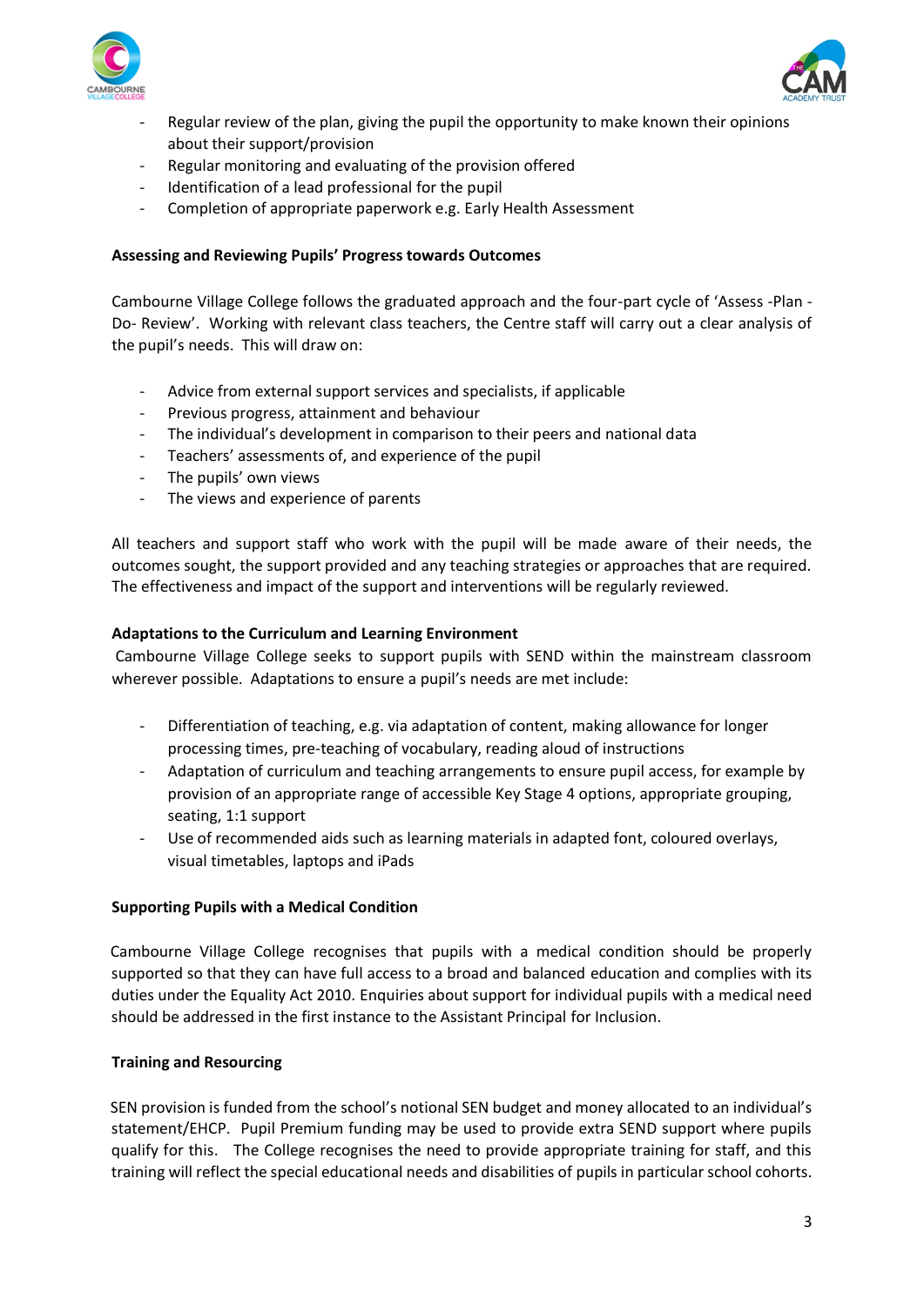- Regular review of the plan, giving the pupil the opportunity to make known their opinions about their support/provision
- Regular monitoring and evaluating of the provision offered
- Identification of a lead professional for the pupil
- Completion of appropriate paperwork e.g. Early Health Assessment

**Assessing and Reviewing Pupils' Progress towards Outcomes**

Cambourne Village College follows the graduated approach and the four-part cycle of 'Assess -Plan - Do- Review'. Working with relevant class teachers, the Centre staff will carry out a clear analysis of the pupil's needs. This will draw on:

- Advice from external support services and specialists, if applicable
- Previous progress, attainment and behaviour
- The individual's development in comparison to their peers and national data
- Teachers' assessments of, and experience of the pupil
- The pupils' own views
- The views and experience of parents

All teachers and support staff who work with the pupil will be made aware of their needs, the outcomes sought, the support provided and any teaching strategies or approaches that are required. The effectiveness and impact of the support and interventions will be regularly reviewed.

**Adaptations to the Curriculum and Learning Environment**

Cambourne Village College seeks to support pupils with SEND within the mainstream classroom wherever possible. Adaptations to ensure a pupil's needs are met include:

- Differentiation of teaching, e.g. via adaptation of content, making allowance for longer processing times, pre-teaching of vocabulary, reading aloud of instructions
- Adaptation of curriculum and teaching arrangements to ensure pupil access, for example by provision of an appropriate range of accessible Key Stage 4 options, appropriate grouping, seating, 1:1 support
- Use of recommended aids such as learning materials in adapted font, coloured overlays, visual timetables, laptops and iPads

**Supporting Pupils with a Medical Condition**

Cambourne Village College recognises that pupils with a medical condition should be properly supported so that they can have full access to a broad and balanced education and complies with its duties under the Equality Act 2010. Enquiries about support for individual pupils with a medical need should be addressed in the first instance to the Assistant Principal for Inclusion.

**Training and Resourcing**

SEN provision is funded from the school's notional SEN budget and money allocated to an individual's statement/EHCP. Pupil Premium funding may be used to provide extra SEND support where pupils qualify for this. The College recognises the need to provide appropriate training for staff, and this training will reflect the special educational needs and disabilities of pupils in particular school cohorts.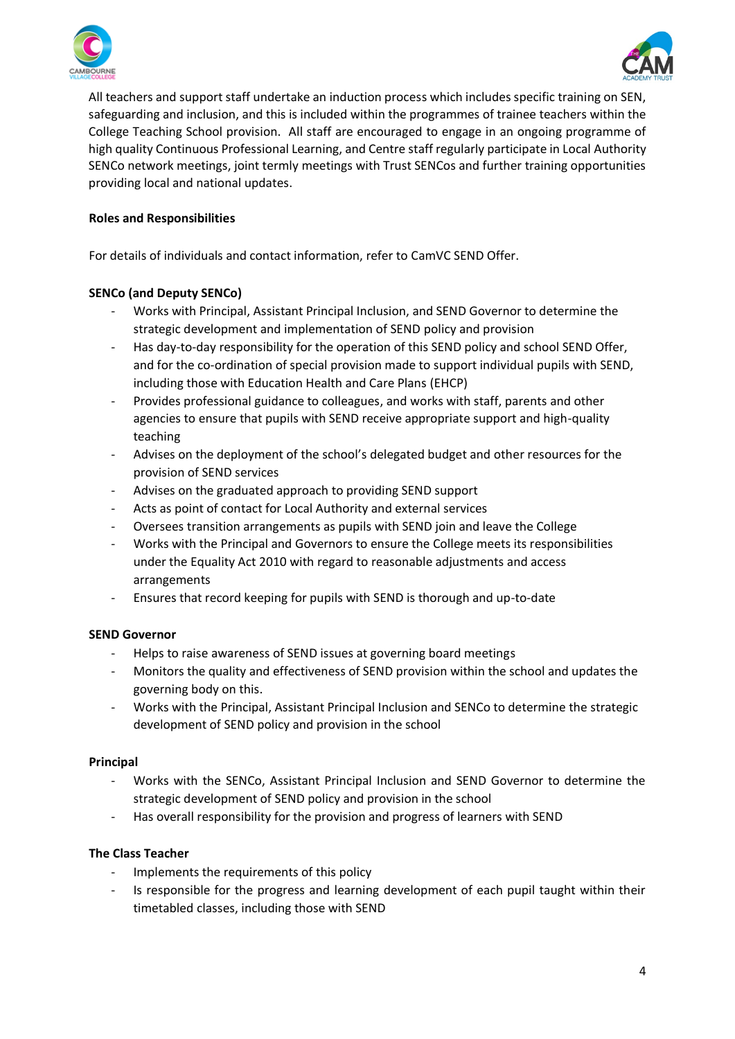All teachers and support staff undertake an induction process which includes specific training on SEN, safeguarding and inclusion, and this is included within the programmes of trainee teachers within the College Teaching School provision. All staff are encouraged to engage in an ongoing programme of high quality Continuous Professional Learning, and Centre staff regularly participate in Local Authority SENCo network meetings, joint termly meetings with Trust SENCos and further training opportunities providing local and national updates.

**Roles and Responsibilities**

For details of individuals and contact information, refer to CamVC SEND Offer.

**SENCo (and Deputy SENCo)**

- Works with Principal, Assistant Principal Inclusion, and SEND Governor to determine the strategic development and implementation of SEND policy and provision
- Has day-to-day responsibility for the operation of this SEND policy and school SEND Offer, and for the co-ordination of special provision made to support individual pupils with SEND, including those with Education Health and Care Plans (EHCP)
- Provides professional guidance to colleagues, and works with staff, parents and other agencies to ensure that pupils with SEND receive appropriate support and high-quality teaching
- Advises on the deployment of the school's delegated budget and other resources for the provision of SEND services
- Advises on the graduated approach to providing SEND support
- Acts as point of contact for Local Authority and external services
- Oversees transition arrangements as pupils with SEND join and leave the College
- Works with the Principal and Governors to ensure the College meets its responsibilities under the Equality Act 2010 with regard to reasonable adjustments and access arrangements
- Ensures that record keeping for pupils with SEND is thorough and up-to-date

**SEND Governor**

- Helps to raise awareness of SEND issues at governing board meetings
- Monitors the quality and effectiveness of SEND provision within the school and updates the governing body on this.
- Works with the Principal, Assistant Principal Inclusion and SENCo to determine the strategic development of SEND policy and provision in the school

**Principal**

- Works with the SENCo, Assistant Principal Inclusion and SEND Governor to determine the strategic development of SEND policy and provision in the school
- Has overall responsibility for the provision and progress of learners with SEND

**The Class Teacher**

- Implements the requirements of this policy
- Is responsible for the progress and learning development of each pupil taught within their timetabled classes, including those with SEND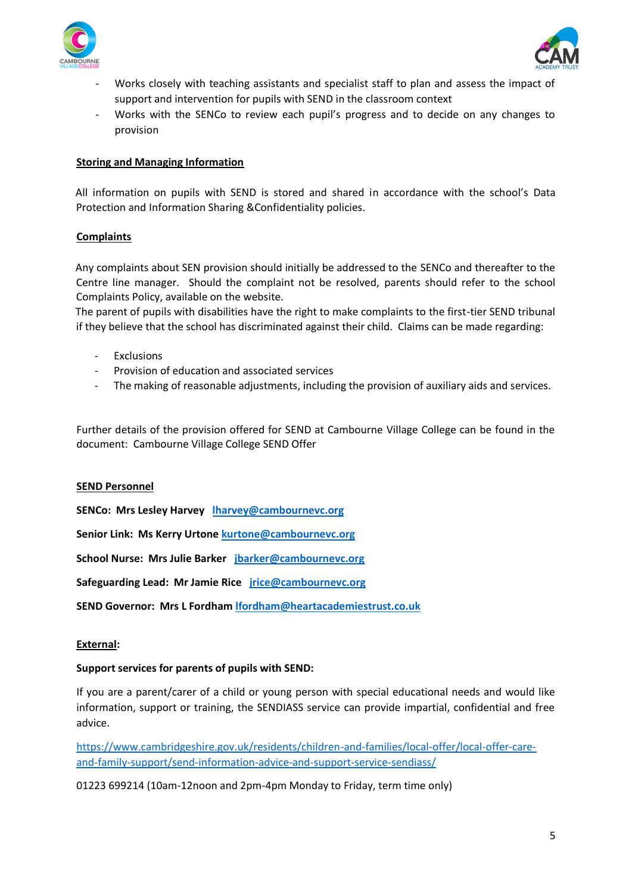- Works closely with teaching assistants and specialist staff to plan and assess the impact of support and intervention for pupils with SEND in the classroom context
- Works with the SENCo to review each pupil's progress and to decide on any changes to provision

**Storing and Managing Information**

All information on pupils with SEND is stored and shared in accordance with the school's Data Protection and Information Sharing &Confidentiality policies.

**Complaints**

Any complaints about SEN provision should initially be addressed to the SENCo and thereafter to the Centre line manager. Should the complaint not be resolved, parents should refer to the school Complaints Policy, available on the website.
The parent of pupils with disabilities have the right to make complaints to the first-tier SEND tribunal if they believe that the school has discriminated against their child. Claims can be made regarding:

- Exclusions
- Provision of education and associated services
- The making of reasonable adjustments, including the provision of auxiliary aids and services.

Further details of the provision offered for SEND at Cambourne Village College can be found in the document: Cambourne Village College SEND Offer

**SEND Personnel**

**SENCo: Mrs Lesley Harvey** lharvey@cambournevc.org

**Senior Link: Ms Kerry Urtone** kurtone@cambournevc.org

**School Nurse: Mrs Julie Barker** jbarker@cambournevc.org

**Safeguarding Lead: Mr Jamie Rice** jrice@cambournevc.org

**SEND Governor: Mrs L Fordham** lfordham@heartacademiestrust.co.uk

**External:**

**Support services for parents of pupils with SEND:**

If you are a parent/carer of a child or young person with special educational needs and would like information, support or training, the SENDIASS service can provide impartial, confidential and free advice.

https://www.cambridgeshire.gov.uk/residents/children-and-families/local-offer/local-offer-care-and-family-support/send-information-advice-and-support-service-sendiass/

01223 699214 (10am-12noon and 2pm-4pm Monday to Friday, term time only)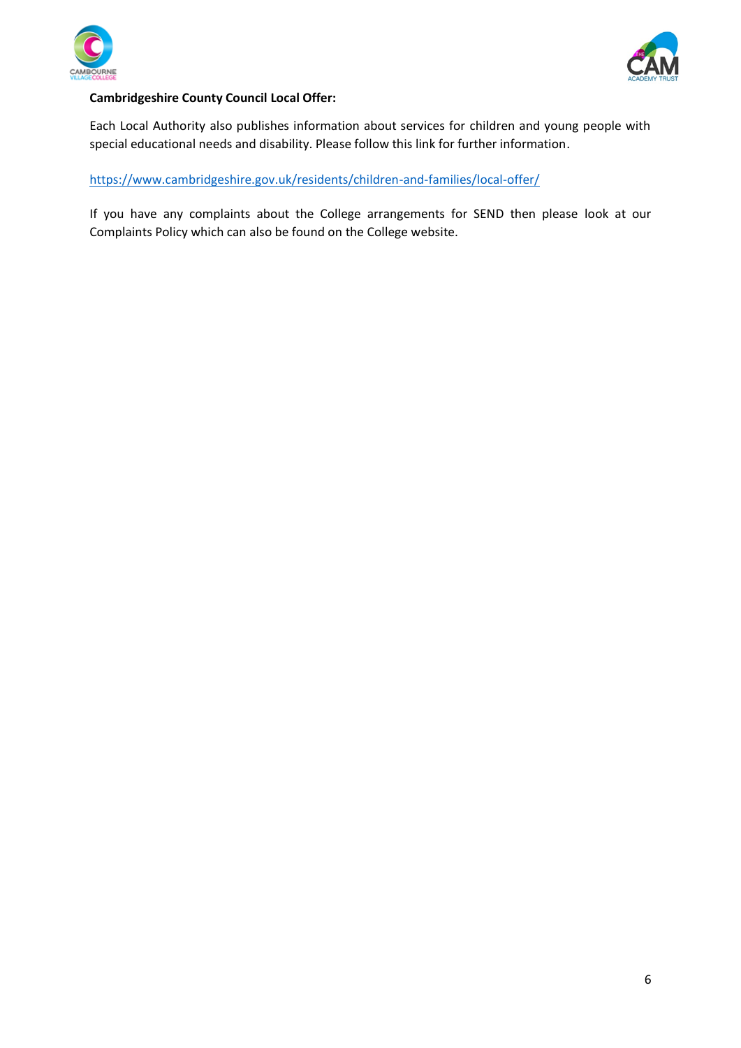**Cambridgeshire County Council Local Offer:**

Each Local Authority also publishes information about services for children and young people with special educational needs and disability. Please follow this link for further information.

https://www.cambridgeshire.gov.uk/residents/children-and-families/local-offer/

If you have any complaints about the College arrangements for SEND then please look at our Complaints Policy which can also be found on the College website.